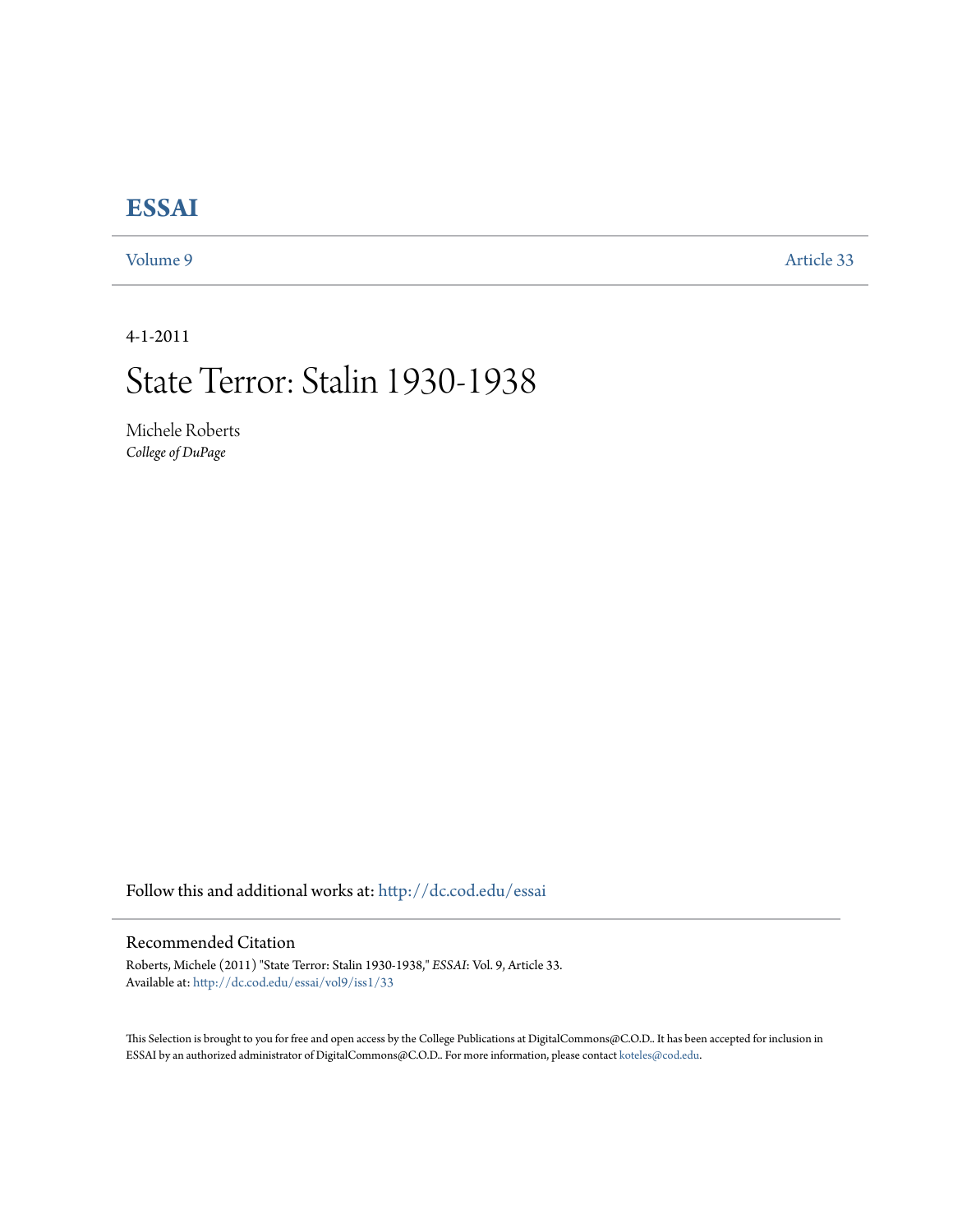# ESSAI

Volume 9 | Article 33

4-1-2011

# State Terror: Stalin 1930-1938

Michele Roberts
*College of DuPage*

Follow this and additional works at: http://dc.cod.edu/essai

## Recommended Citation

Roberts, Michele (2011) "State Terror: Stalin 1930-1938," *ESSAI*: Vol. 9, Article 33.
Available at: http://dc.cod.edu/essai/vol9/iss1/33

This Selection is brought to you for free and open access by the College Publications at DigitalCommons@C.O.D.. It has been accepted for inclusion in ESSAI by an authorized administrator of DigitalCommons@C.O.D.. For more information, please contact koteles@cod.edu.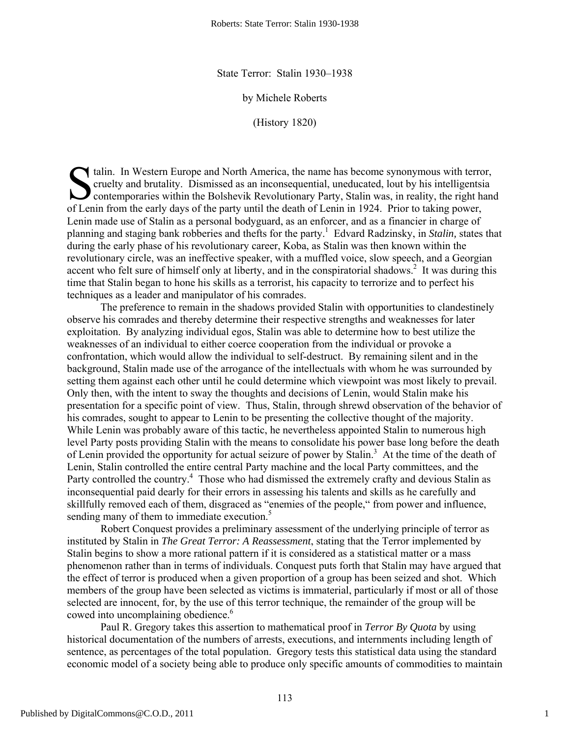State Terror: Stalin 1930–1938

by Michele Roberts

(History 1820)

Stalin. In Western Europe and North America, the name has become synonymous with terror, cruelty and brutality. Dismissed as an inconsequential, uneducated, lout by his intelligentsia contemporaries within the Bolshevik Revolutionary Party, Stalin was, in reality, the right hand of Lenin from the early days of the party until the death of Lenin in 1924. Prior to taking power, Lenin made use of Stalin as a personal bodyguard, as an enforcer, and as a financier in charge of planning and staging bank robberies and thefts for the party.[1] Edvard Radzinsky, in *Stalin,* states that during the early phase of his revolutionary career, Koba, as Stalin was then known within the revolutionary circle, was an ineffective speaker, with a muffled voice, slow speech, and a Georgian accent who felt sure of himself only at liberty, and in the conspiratorial shadows.[2] It was during this time that Stalin began to hone his skills as a terrorist, his capacity to terrorize and to perfect his techniques as a leader and manipulator of his comrades.

The preference to remain in the shadows provided Stalin with opportunities to clandestinely observe his comrades and thereby determine their respective strengths and weaknesses for later exploitation. By analyzing individual egos, Stalin was able to determine how to best utilize the weaknesses of an individual to either coerce cooperation from the individual or provoke a confrontation, which would allow the individual to self-destruct. By remaining silent and in the background, Stalin made use of the arrogance of the intellectuals with whom he was surrounded by setting them against each other until he could determine which viewpoint was most likely to prevail. Only then, with the intent to sway the thoughts and decisions of Lenin, would Stalin make his presentation for a specific point of view. Thus, Stalin, through shrewd observation of the behavior of his comrades, sought to appear to Lenin to be presenting the collective thought of the majority. While Lenin was probably aware of this tactic, he nevertheless appointed Stalin to numerous high level Party posts providing Stalin with the means to consolidate his power base long before the death of Lenin provided the opportunity for actual seizure of power by Stalin.[3] At the time of the death of Lenin, Stalin controlled the entire central Party machine and the local Party committees, and the Party controlled the country.[4] Those who had dismissed the extremely crafty and devious Stalin as inconsequential paid dearly for their errors in assessing his talents and skills as he carefully and skillfully removed each of them, disgraced as "enemies of the people," from power and influence, sending many of them to immediate execution.[5]

Robert Conquest provides a preliminary assessment of the underlying principle of terror as instituted by Stalin in *The Great Terror: A Reassessment*, stating that the Terror implemented by Stalin begins to show a more rational pattern if it is considered as a statistical matter or a mass phenomenon rather than in terms of individuals. Conquest puts forth that Stalin may have argued that the effect of terror is produced when a given proportion of a group has been seized and shot. Which members of the group have been selected as victims is immaterial, particularly if most or all of those selected are innocent, for, by the use of this terror technique, the remainder of the group will be cowed into uncomplaining obedience.[6]

Paul R. Gregory takes this assertion to mathematical proof in *Terror By Quota* by using historical documentation of the numbers of arrests, executions, and internments including length of sentence, as percentages of the total population. Gregory tests this statistical data using the standard economic model of a society being able to produce only specific amounts of commodities to maintain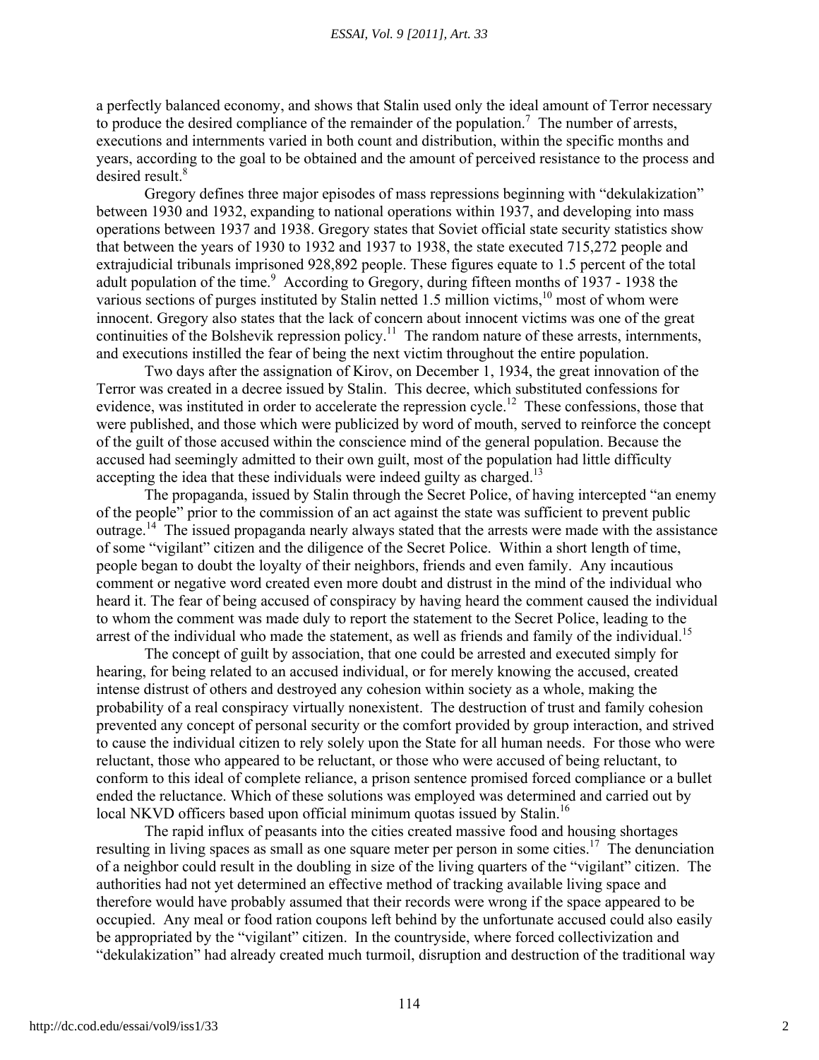a perfectly balanced economy, and shows that Stalin used only the ideal amount of Terror necessary to produce the desired compliance of the remainder of the population.[7] The number of arrests, executions and internments varied in both count and distribution, within the specific months and years, according to the goal to be obtained and the amount of perceived resistance to the process and desired result.[8]

Gregory defines three major episodes of mass repressions beginning with "dekulakization" between 1930 and 1932, expanding to national operations within 1937, and developing into mass operations between 1937 and 1938. Gregory states that Soviet official state security statistics show that between the years of 1930 to 1932 and 1937 to 1938, the state executed 715,272 people and extrajudicial tribunals imprisoned 928,892 people. These figures equate to 1.5 percent of the total adult population of the time.[9] According to Gregory, during fifteen months of 1937 - 1938 the various sections of purges instituted by Stalin netted 1.5 million victims,[10] most of whom were innocent. Gregory also states that the lack of concern about innocent victims was one of the great continuities of the Bolshevik repression policy.[11] The random nature of these arrests, internments, and executions instilled the fear of being the next victim throughout the entire population.

Two days after the assignation of Kirov, on December 1, 1934, the great innovation of the Terror was created in a decree issued by Stalin. This decree, which substituted confessions for evidence, was instituted in order to accelerate the repression cycle.[12] These confessions, those that were published, and those which were publicized by word of mouth, served to reinforce the concept of the guilt of those accused within the conscience mind of the general population. Because the accused had seemingly admitted to their own guilt, most of the population had little difficulty accepting the idea that these individuals were indeed guilty as charged.[13]

The propaganda, issued by Stalin through the Secret Police, of having intercepted "an enemy of the people" prior to the commission of an act against the state was sufficient to prevent public outrage.[14] The issued propaganda nearly always stated that the arrests were made with the assistance of some "vigilant" citizen and the diligence of the Secret Police. Within a short length of time, people began to doubt the loyalty of their neighbors, friends and even family. Any incautious comment or negative word created even more doubt and distrust in the mind of the individual who heard it. The fear of being accused of conspiracy by having heard the comment caused the individual to whom the comment was made duly to report the statement to the Secret Police, leading to the arrest of the individual who made the statement, as well as friends and family of the individual.[15]

The concept of guilt by association, that one could be arrested and executed simply for hearing, for being related to an accused individual, or for merely knowing the accused, created intense distrust of others and destroyed any cohesion within society as a whole, making the probability of a real conspiracy virtually nonexistent. The destruction of trust and family cohesion prevented any concept of personal security or the comfort provided by group interaction, and strived to cause the individual citizen to rely solely upon the State for all human needs. For those who were reluctant, those who appeared to be reluctant, or those who were accused of being reluctant, to conform to this ideal of complete reliance, a prison sentence promised forced compliance or a bullet ended the reluctance. Which of these solutions was employed was determined and carried out by local NKVD officers based upon official minimum quotas issued by Stalin.[16]

The rapid influx of peasants into the cities created massive food and housing shortages resulting in living spaces as small as one square meter per person in some cities.[17] The denunciation of a neighbor could result in the doubling in size of the living quarters of the "vigilant" citizen. The authorities had not yet determined an effective method of tracking available living space and therefore would have probably assumed that their records were wrong if the space appeared to be occupied. Any meal or food ration coupons left behind by the unfortunate accused could also easily be appropriated by the "vigilant" citizen. In the countryside, where forced collectivization and "dekulakization" had already created much turmoil, disruption and destruction of the traditional way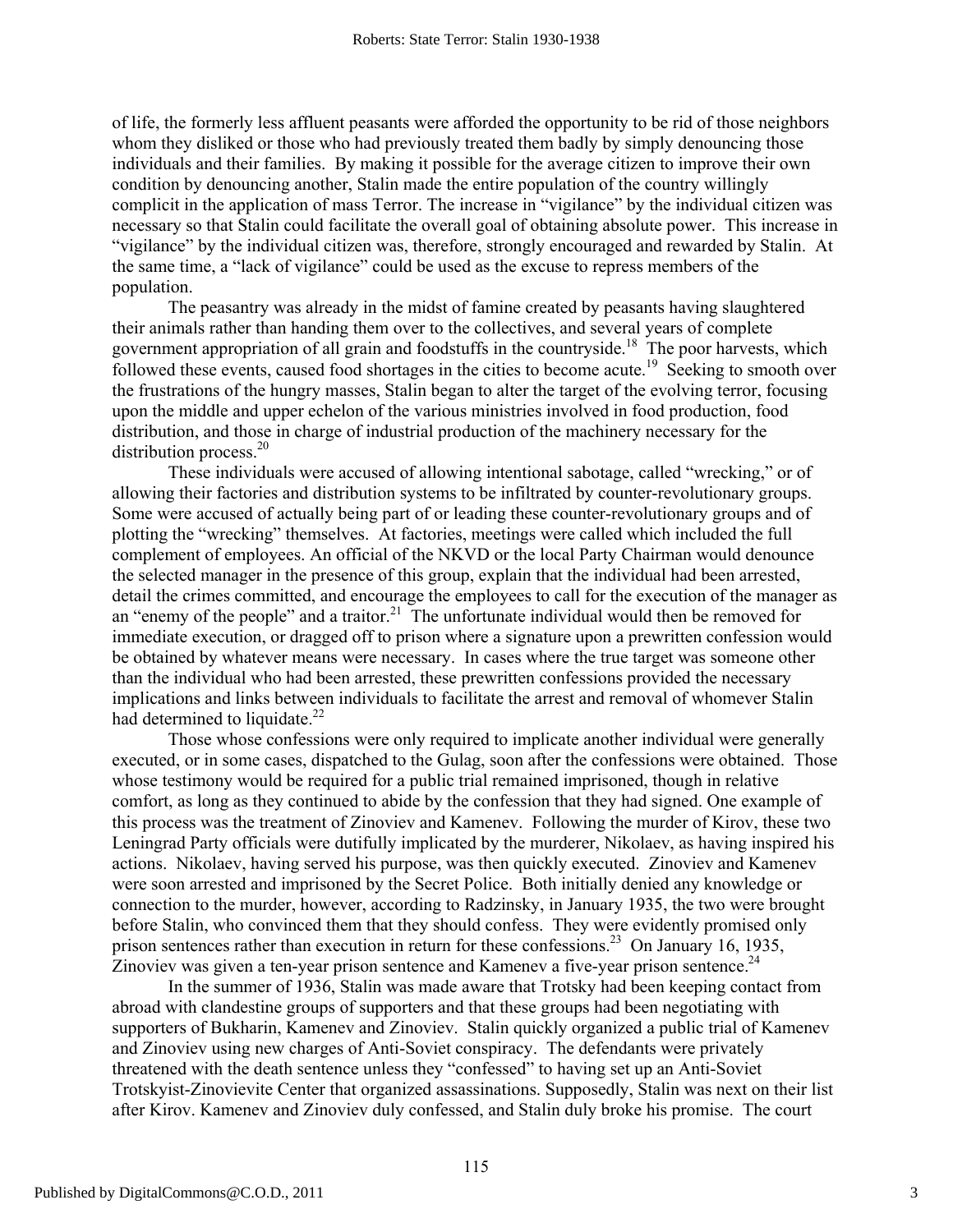of life, the formerly less affluent peasants were afforded the opportunity to be rid of those neighbors whom they disliked or those who had previously treated them badly by simply denouncing those individuals and their families. By making it possible for the average citizen to improve their own condition by denouncing another, Stalin made the entire population of the country willingly complicit in the application of mass Terror. The increase in "vigilance" by the individual citizen was necessary so that Stalin could facilitate the overall goal of obtaining absolute power. This increase in "vigilance" by the individual citizen was, therefore, strongly encouraged and rewarded by Stalin. At the same time, a "lack of vigilance" could be used as the excuse to repress members of the population.

The peasantry was already in the midst of famine created by peasants having slaughtered their animals rather than handing them over to the collectives, and several years of complete government appropriation of all grain and foodstuffs in the countryside.[18] The poor harvests, which followed these events, caused food shortages in the cities to become acute.[19] Seeking to smooth over the frustrations of the hungry masses, Stalin began to alter the target of the evolving terror, focusing upon the middle and upper echelon of the various ministries involved in food production, food distribution, and those in charge of industrial production of the machinery necessary for the distribution process.[20]

These individuals were accused of allowing intentional sabotage, called "wrecking," or of allowing their factories and distribution systems to be infiltrated by counter-revolutionary groups. Some were accused of actually being part of or leading these counter-revolutionary groups and of plotting the "wrecking" themselves. At factories, meetings were called which included the full complement of employees. An official of the NKVD or the local Party Chairman would denounce the selected manager in the presence of this group, explain that the individual had been arrested, detail the crimes committed, and encourage the employees to call for the execution of the manager as an "enemy of the people" and a traitor.[21] The unfortunate individual would then be removed for immediate execution, or dragged off to prison where a signature upon a prewritten confession would be obtained by whatever means were necessary. In cases where the true target was someone other than the individual who had been arrested, these prewritten confessions provided the necessary implications and links between individuals to facilitate the arrest and removal of whomever Stalin had determined to liquidate.[22]

Those whose confessions were only required to implicate another individual were generally executed, or in some cases, dispatched to the Gulag, soon after the confessions were obtained. Those whose testimony would be required for a public trial remained imprisoned, though in relative comfort, as long as they continued to abide by the confession that they had signed. One example of this process was the treatment of Zinoviev and Kamenev. Following the murder of Kirov, these two Leningrad Party officials were dutifully implicated by the murderer, Nikolaev, as having inspired his actions. Nikolaev, having served his purpose, was then quickly executed. Zinoviev and Kamenev were soon arrested and imprisoned by the Secret Police. Both initially denied any knowledge or connection to the murder, however, according to Radzinsky, in January 1935, the two were brought before Stalin, who convinced them that they should confess. They were evidently promised only prison sentences rather than execution in return for these confessions.[23] On January 16, 1935, Zinoviev was given a ten-year prison sentence and Kamenev a five-year prison sentence.[24]

In the summer of 1936, Stalin was made aware that Trotsky had been keeping contact from abroad with clandestine groups of supporters and that these groups had been negotiating with supporters of Bukharin, Kamenev and Zinoviev. Stalin quickly organized a public trial of Kamenev and Zinoviev using new charges of Anti-Soviet conspiracy. The defendants were privately threatened with the death sentence unless they "confessed" to having set up an Anti-Soviet Trotskyist-Zinovievite Center that organized assassinations. Supposedly, Stalin was next on their list after Kirov. Kamenev and Zinoviev duly confessed, and Stalin duly broke his promise. The court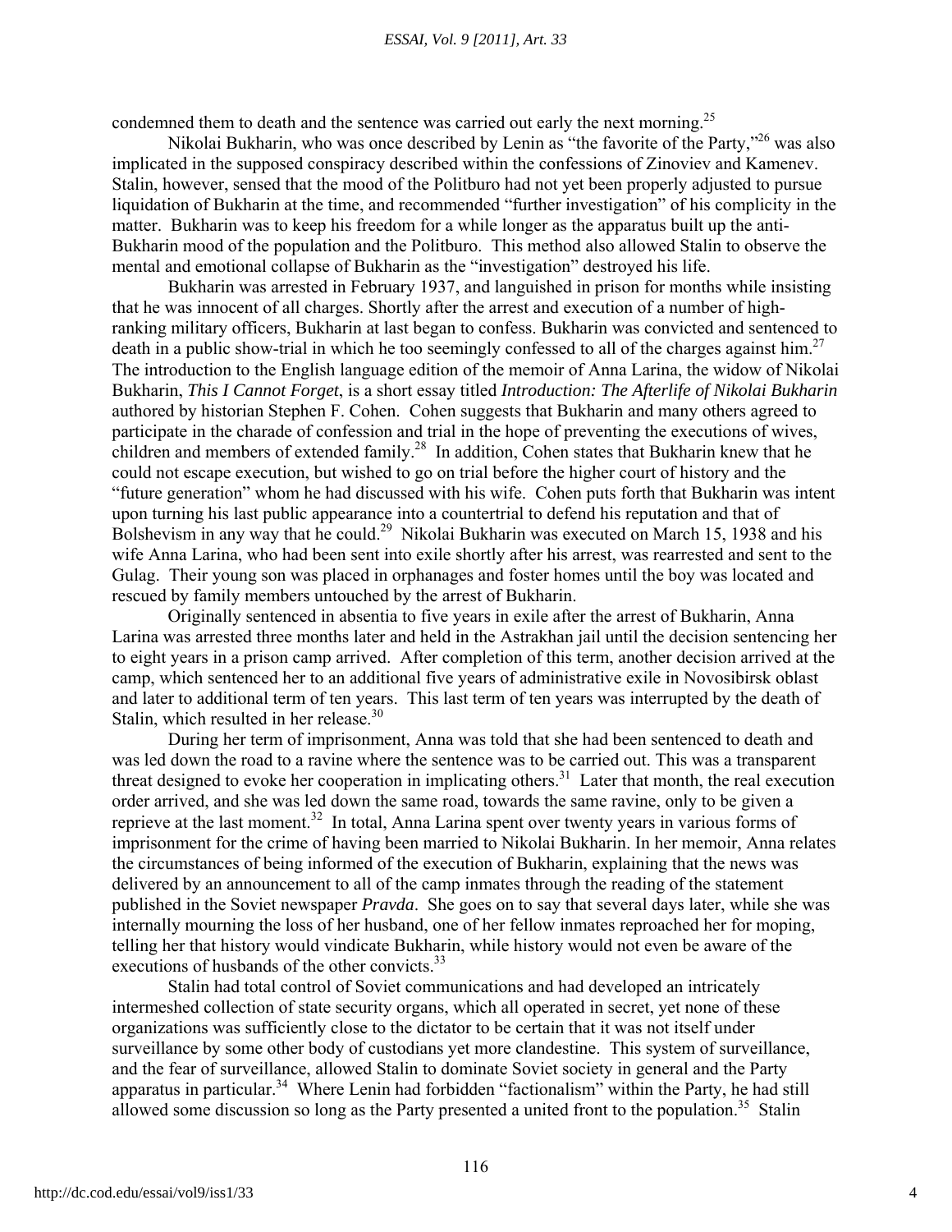condemned them to death and the sentence was carried out early the next morning.[25]

Nikolai Bukharin, who was once described by Lenin as "the favorite of the Party,"[26] was also implicated in the supposed conspiracy described within the confessions of Zinoviev and Kamenev. Stalin, however, sensed that the mood of the Politburo had not yet been properly adjusted to pursue liquidation of Bukharin at the time, and recommended "further investigation" of his complicity in the matter. Bukharin was to keep his freedom for a while longer as the apparatus built up the anti-Bukharin mood of the population and the Politburo. This method also allowed Stalin to observe the mental and emotional collapse of Bukharin as the "investigation" destroyed his life.

Bukharin was arrested in February 1937, and languished in prison for months while insisting that he was innocent of all charges. Shortly after the arrest and execution of a number of high-ranking military officers, Bukharin at last began to confess. Bukharin was convicted and sentenced to death in a public show-trial in which he too seemingly confessed to all of the charges against him.[27] The introduction to the English language edition of the memoir of Anna Larina, the widow of Nikolai Bukharin, *This I Cannot Forget*, is a short essay titled *Introduction: The Afterlife of Nikolai Bukharin* authored by historian Stephen F. Cohen. Cohen suggests that Bukharin and many others agreed to participate in the charade of confession and trial in the hope of preventing the executions of wives, children and members of extended family.[28] In addition, Cohen states that Bukharin knew that he could not escape execution, but wished to go on trial before the higher court of history and the "future generation" whom he had discussed with his wife. Cohen puts forth that Bukharin was intent upon turning his last public appearance into a countertrial to defend his reputation and that of Bolshevism in any way that he could.[29] Nikolai Bukharin was executed on March 15, 1938 and his wife Anna Larina, who had been sent into exile shortly after his arrest, was rearrested and sent to the Gulag. Their young son was placed in orphanages and foster homes until the boy was located and rescued by family members untouched by the arrest of Bukharin.

Originally sentenced in absentia to five years in exile after the arrest of Bukharin, Anna Larina was arrested three months later and held in the Astrakhan jail until the decision sentencing her to eight years in a prison camp arrived. After completion of this term, another decision arrived at the camp, which sentenced her to an additional five years of administrative exile in Novosibirsk oblast and later to additional term of ten years. This last term of ten years was interrupted by the death of Stalin, which resulted in her release.[30]

During her term of imprisonment, Anna was told that she had been sentenced to death and was led down the road to a ravine where the sentence was to be carried out. This was a transparent threat designed to evoke her cooperation in implicating others.[31] Later that month, the real execution order arrived, and she was led down the same road, towards the same ravine, only to be given a reprieve at the last moment.[32] In total, Anna Larina spent over twenty years in various forms of imprisonment for the crime of having been married to Nikolai Bukharin. In her memoir, Anna relates the circumstances of being informed of the execution of Bukharin, explaining that the news was delivered by an announcement to all of the camp inmates through the reading of the statement published in the Soviet newspaper *Pravda*. She goes on to say that several days later, while she was internally mourning the loss of her husband, one of her fellow inmates reproached her for moping, telling her that history would vindicate Bukharin, while history would not even be aware of the executions of husbands of the other convicts.[33]

Stalin had total control of Soviet communications and had developed an intricately intermeshed collection of state security organs, which all operated in secret, yet none of these organizations was sufficiently close to the dictator to be certain that it was not itself under surveillance by some other body of custodians yet more clandestine. This system of surveillance, and the fear of surveillance, allowed Stalin to dominate Soviet society in general and the Party apparatus in particular.[34] Where Lenin had forbidden "factionalism" within the Party, he had still allowed some discussion so long as the Party presented a united front to the population.[35] Stalin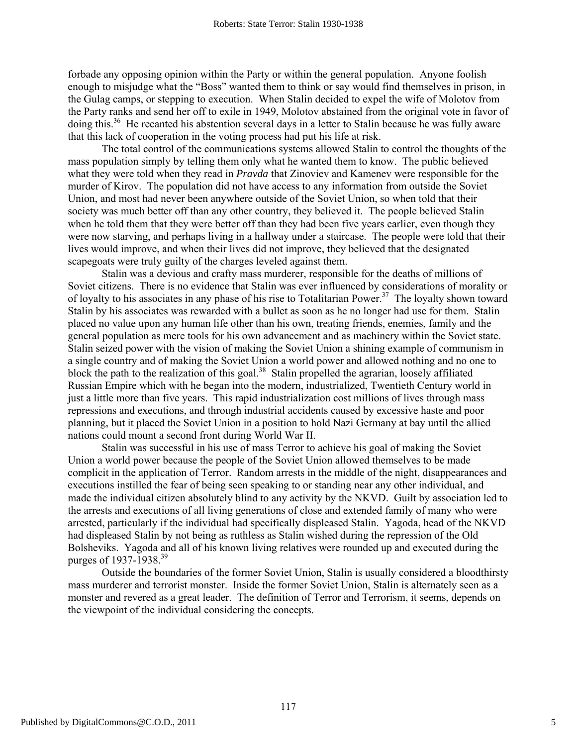forbade any opposing opinion within the Party or within the general population. Anyone foolish enough to misjudge what the "Boss" wanted them to think or say would find themselves in prison, in the Gulag camps, or stepping to execution. When Stalin decided to expel the wife of Molotov from the Party ranks and send her off to exile in 1949, Molotov abstained from the original vote in favor of doing this.[36] He recanted his abstention several days in a letter to Stalin because he was fully aware that this lack of cooperation in the voting process had put his life at risk.

The total control of the communications systems allowed Stalin to control the thoughts of the mass population simply by telling them only what he wanted them to know. The public believed what they were told when they read in *Pravda* that Zinoviev and Kamenev were responsible for the murder of Kirov. The population did not have access to any information from outside the Soviet Union, and most had never been anywhere outside of the Soviet Union, so when told that their society was much better off than any other country, they believed it. The people believed Stalin when he told them that they were better off than they had been five years earlier, even though they were now starving, and perhaps living in a hallway under a staircase. The people were told that their lives would improve, and when their lives did not improve, they believed that the designated scapegoats were truly guilty of the charges leveled against them.

Stalin was a devious and crafty mass murderer, responsible for the deaths of millions of Soviet citizens. There is no evidence that Stalin was ever influenced by considerations of morality or of loyalty to his associates in any phase of his rise to Totalitarian Power.[37] The loyalty shown toward Stalin by his associates was rewarded with a bullet as soon as he no longer had use for them. Stalin placed no value upon any human life other than his own, treating friends, enemies, family and the general population as mere tools for his own advancement and as machinery within the Soviet state. Stalin seized power with the vision of making the Soviet Union a shining example of communism in a single country and of making the Soviet Union a world power and allowed nothing and no one to block the path to the realization of this goal.[38] Stalin propelled the agrarian, loosely affiliated Russian Empire which with he began into the modern, industrialized, Twentieth Century world in just a little more than five years. This rapid industrialization cost millions of lives through mass repressions and executions, and through industrial accidents caused by excessive haste and poor planning, but it placed the Soviet Union in a position to hold Nazi Germany at bay until the allied nations could mount a second front during World War II.

Stalin was successful in his use of mass Terror to achieve his goal of making the Soviet Union a world power because the people of the Soviet Union allowed themselves to be made complicit in the application of Terror. Random arrests in the middle of the night, disappearances and executions instilled the fear of being seen speaking to or standing near any other individual, and made the individual citizen absolutely blind to any activity by the NKVD. Guilt by association led to the arrests and executions of all living generations of close and extended family of many who were arrested, particularly if the individual had specifically displeased Stalin. Yagoda, head of the NKVD had displeased Stalin by not being as ruthless as Stalin wished during the repression of the Old Bolsheviks. Yagoda and all of his known living relatives were rounded up and executed during the purges of 1937-1938.[39]

Outside the boundaries of the former Soviet Union, Stalin is usually considered a bloodthirsty mass murderer and terrorist monster. Inside the former Soviet Union, Stalin is alternately seen as a monster and revered as a great leader. The definition of Terror and Terrorism, it seems, depends on the viewpoint of the individual considering the concepts.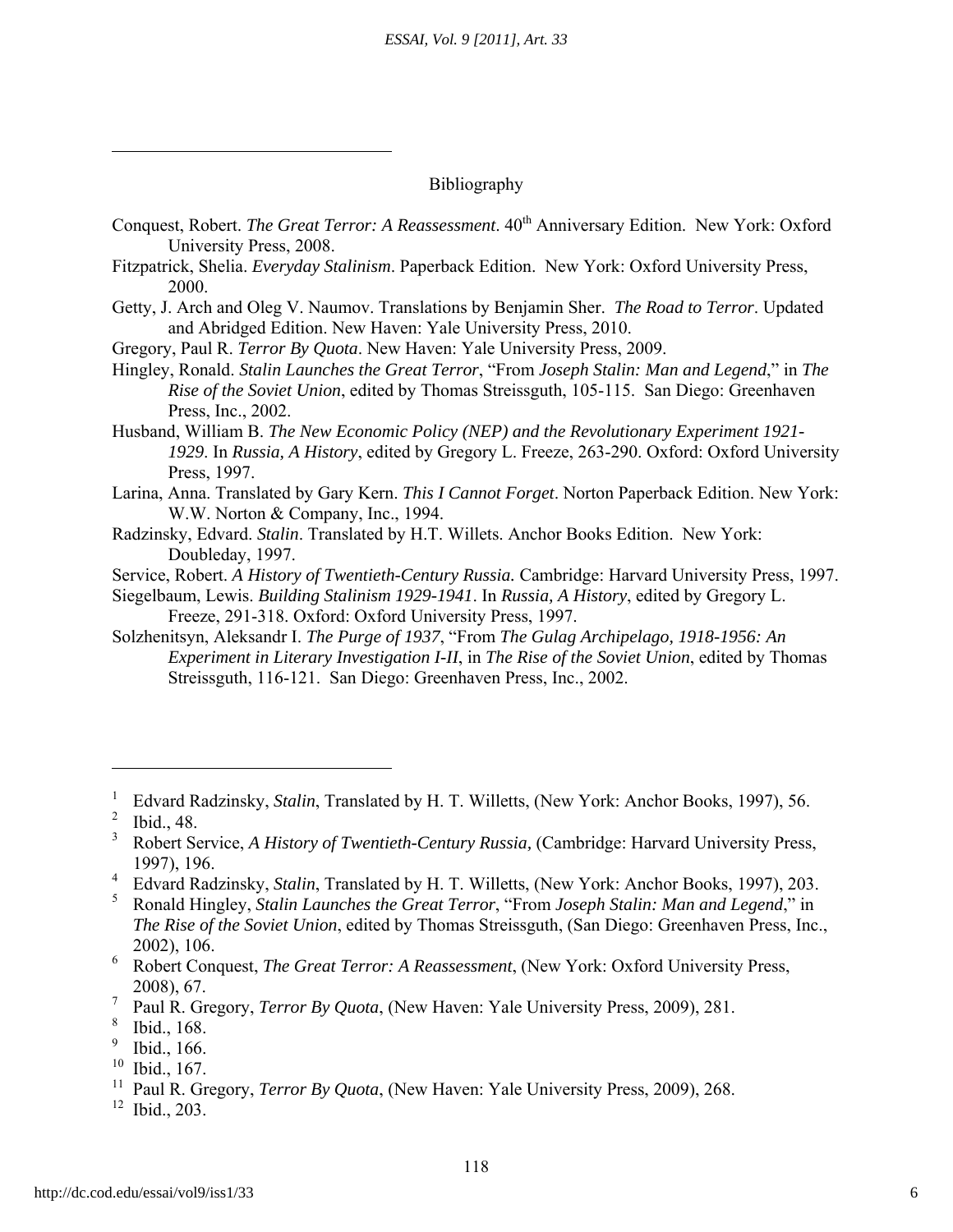## Bibliography

Conquest, Robert. *The Great Terror: A Reassessment*. 40th Anniversary Edition. New York: Oxford University Press, 2008.

Fitzpatrick, Shelia. *Everyday Stalinism*. Paperback Edition. New York: Oxford University Press, 2000.

Getty, J. Arch and Oleg V. Naumov. Translations by Benjamin Sher. *The Road to Terror*. Updated and Abridged Edition. New Haven: Yale University Press, 2010.

Gregory, Paul R. *Terror By Quota*. New Haven: Yale University Press, 2009.

Hingley, Ronald. *Stalin Launches the Great Terror*, "From *Joseph Stalin: Man and Legend*," in *The Rise of the Soviet Union*, edited by Thomas Streissguth, 105-115. San Diego: Greenhaven Press, Inc., 2002.

Husband, William B. *The New Economic Policy (NEP) and the Revolutionary Experiment 1921-1929*. In *Russia, A History*, edited by Gregory L. Freeze, 263-290. Oxford: Oxford University Press, 1997.

Larina, Anna. Translated by Gary Kern. *This I Cannot Forget*. Norton Paperback Edition. New York: W.W. Norton & Company, Inc., 1994.

Radzinsky, Edvard. *Stalin*. Translated by H.T. Willets. Anchor Books Edition. New York: Doubleday, 1997.

Service, Robert. *A History of Twentieth-Century Russia.* Cambridge: Harvard University Press, 1997.

Siegelbaum, Lewis. *Building Stalinism 1929-1941*. In *Russia, A History*, edited by Gregory L. Freeze, 291-318. Oxford: Oxford University Press, 1997.

Solzhenitsyn, Aleksandr I. *The Purge of 1937*, "From *The Gulag Archipelago, 1918-1956: An Experiment in Literary Investigation I-II*, in *The Rise of the Soviet Union*, edited by Thomas Streissguth, 116-121. San Diego: Greenhaven Press, Inc., 2002.

---

[1] Edvard Radzinsky, *Stalin*, Translated by H. T. Willetts, (New York: Anchor Books, 1997), 56.

[2] Ibid., 48.

[3] Robert Service, *A History of Twentieth-Century Russia,* (Cambridge: Harvard University Press, 1997), 196.

[4] Edvard Radzinsky, *Stalin*, Translated by H. T. Willetts, (New York: Anchor Books, 1997), 203.

[5] Ronald Hingley, *Stalin Launches the Great Terror*, "From *Joseph Stalin: Man and Legend*," in *The Rise of the Soviet Union*, edited by Thomas Streissguth, (San Diego: Greenhaven Press, Inc., 2002), 106.

[6] Robert Conquest, *The Great Terror: A Reassessment*, (New York: Oxford University Press, 2008), 67.

[7] Paul R. Gregory, *Terror By Quota*, (New Haven: Yale University Press, 2009), 281.

[8] Ibid., 168.

[9] Ibid., 166.

[10] Ibid., 167.

[11] Paul R. Gregory, *Terror By Quota*, (New Haven: Yale University Press, 2009), 268.

[12] Ibid., 203.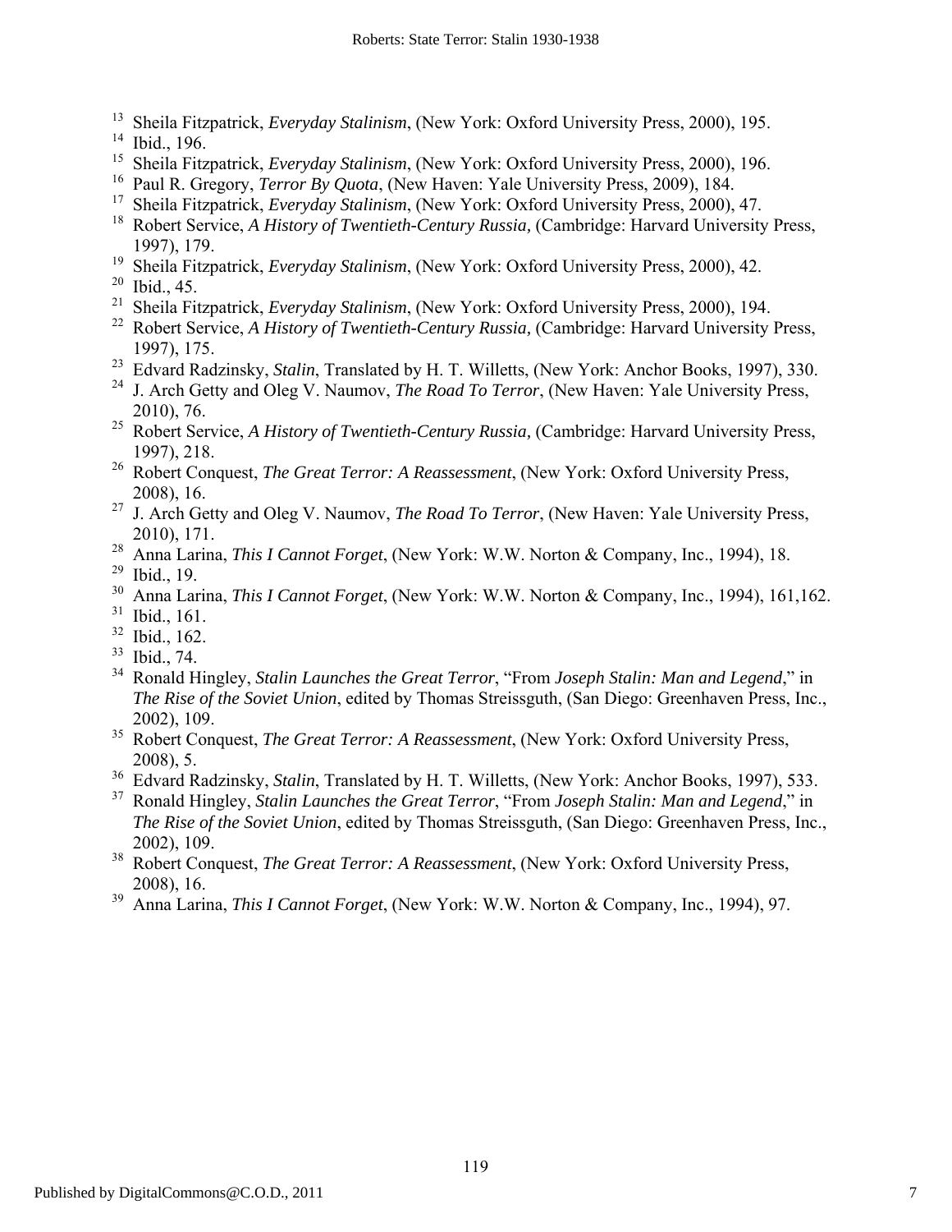[13] Sheila Fitzpatrick, *Everyday Stalinism*, (New York: Oxford University Press, 2000), 195.
[14] Ibid., 196.
[15] Sheila Fitzpatrick, *Everyday Stalinism*, (New York: Oxford University Press, 2000), 196.
[16] Paul R. Gregory, *Terror By Quota*, (New Haven: Yale University Press, 2009), 184.
[17] Sheila Fitzpatrick, *Everyday Stalinism*, (New York: Oxford University Press, 2000), 47.
[18] Robert Service, *A History of Twentieth-Century Russia,* (Cambridge: Harvard University Press, 1997), 179.
[19] Sheila Fitzpatrick, *Everyday Stalinism*, (New York: Oxford University Press, 2000), 42.
[20] Ibid., 45.
[21] Sheila Fitzpatrick, *Everyday Stalinism*, (New York: Oxford University Press, 2000), 194.
[22] Robert Service, *A History of Twentieth-Century Russia,* (Cambridge: Harvard University Press, 1997), 175.
[23] Edvard Radzinsky, *Stalin*, Translated by H. T. Willetts, (New York: Anchor Books, 1997), 330.
[24] J. Arch Getty and Oleg V. Naumov, *The Road To Terror*, (New Haven: Yale University Press, 2010), 76.
[25] Robert Service, *A History of Twentieth-Century Russia,* (Cambridge: Harvard University Press, 1997), 218.
[26] Robert Conquest, *The Great Terror: A Reassessment*, (New York: Oxford University Press, 2008), 16.
[27] J. Arch Getty and Oleg V. Naumov, *The Road To Terror*, (New Haven: Yale University Press, 2010), 171.
[28] Anna Larina, *This I Cannot Forget*, (New York: W.W. Norton & Company, Inc., 1994), 18.
[29] Ibid., 19.
[30] Anna Larina, *This I Cannot Forget*, (New York: W.W. Norton & Company, Inc., 1994), 161,162.
[31] Ibid., 161.
[32] Ibid., 162.
[33] Ibid., 74.
[34] Ronald Hingley, *Stalin Launches the Great Terror*, "From *Joseph Stalin: Man and Legend*," in *The Rise of the Soviet Union*, edited by Thomas Streissguth, (San Diego: Greenhaven Press, Inc., 2002), 109.
[35] Robert Conquest, *The Great Terror: A Reassessment*, (New York: Oxford University Press, 2008), 5.
[36] Edvard Radzinsky, *Stalin*, Translated by H. T. Willetts, (New York: Anchor Books, 1997), 533.
[37] Ronald Hingley, *Stalin Launches the Great Terror*, "From *Joseph Stalin: Man and Legend*," in *The Rise of the Soviet Union*, edited by Thomas Streissguth, (San Diego: Greenhaven Press, Inc., 2002), 109.
[38] Robert Conquest, *The Great Terror: A Reassessment*, (New York: Oxford University Press, 2008), 16.
[39] Anna Larina, *This I Cannot Forget*, (New York: W.W. Norton & Company, Inc., 1994), 97.